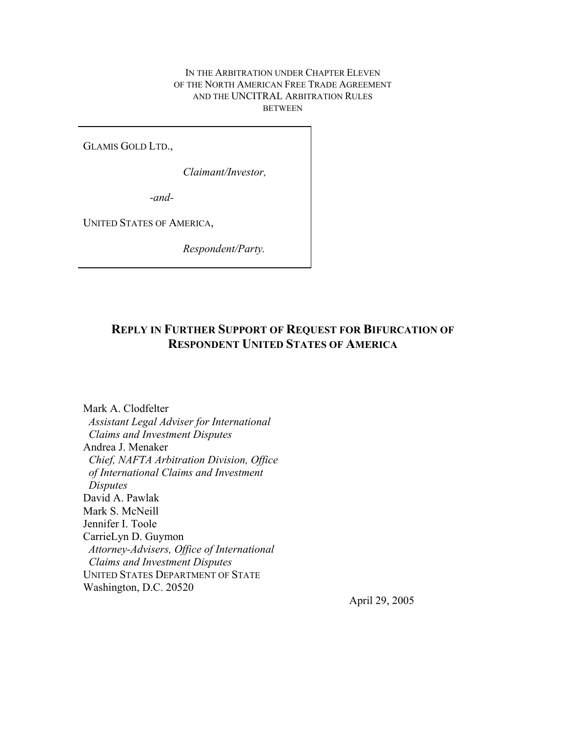IN THE ARBITRATION UNDER CHAPTER ELEVEN
OF THE NORTH AMERICAN FREE TRADE AGREEMENT
AND THE UNCITRAL ARBITRATION RULES
BETWEEN

GLAMIS GOLD LTD.,

*Claimant/Investor,*

*-and-*

UNITED STATES OF AMERICA,

*Respondent/Party.*

# REPLY IN FURTHER SUPPORT OF REQUEST FOR BIFURCATION OF RESPONDENT UNITED STATES OF AMERICA

Mark A. Clodfelter
*Assistant Legal Adviser for International Claims and Investment Disputes*
Andrea J. Menaker
*Chief, NAFTA Arbitration Division, Office of International Claims and Investment Disputes*
David A. Pawlak
Mark S. McNeill
Jennifer I. Toole
CarrieLyn D. Guymon
*Attorney-Advisers, Office of International Claims and Investment Disputes*
UNITED STATES DEPARTMENT OF STATE
Washington, D.C. 20520

April 29, 2005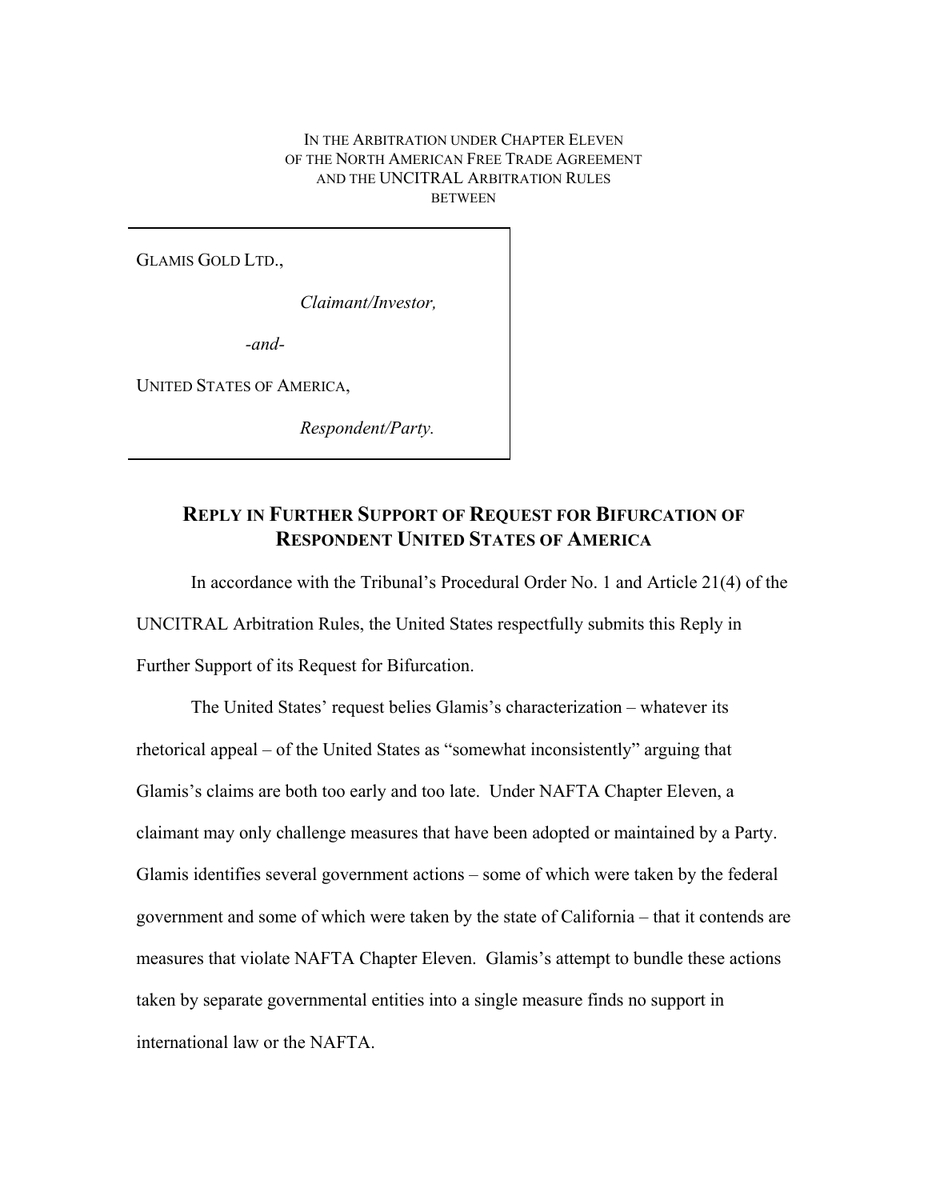IN THE ARBITRATION UNDER CHAPTER ELEVEN
OF THE NORTH AMERICAN FREE TRADE AGREEMENT
AND THE UNCITRAL ARBITRATION RULES
BETWEEN

GLAMIS GOLD LTD.,

*Claimant/Investor,*

*-and-*

UNITED STATES OF AMERICA,

*Respondent/Party.*

## REPLY IN FURTHER SUPPORT OF REQUEST FOR BIFURCATION OF RESPONDENT UNITED STATES OF AMERICA

In accordance with the Tribunal's Procedural Order No. 1 and Article 21(4) of the UNCITRAL Arbitration Rules, the United States respectfully submits this Reply in Further Support of its Request for Bifurcation.

The United States' request belies Glamis's characterization – whatever its rhetorical appeal – of the United States as "somewhat inconsistently" arguing that Glamis's claims are both too early and too late. Under NAFTA Chapter Eleven, a claimant may only challenge measures that have been adopted or maintained by a Party. Glamis identifies several government actions – some of which were taken by the federal government and some of which were taken by the state of California – that it contends are measures that violate NAFTA Chapter Eleven. Glamis's attempt to bundle these actions taken by separate governmental entities into a single measure finds no support in international law or the NAFTA.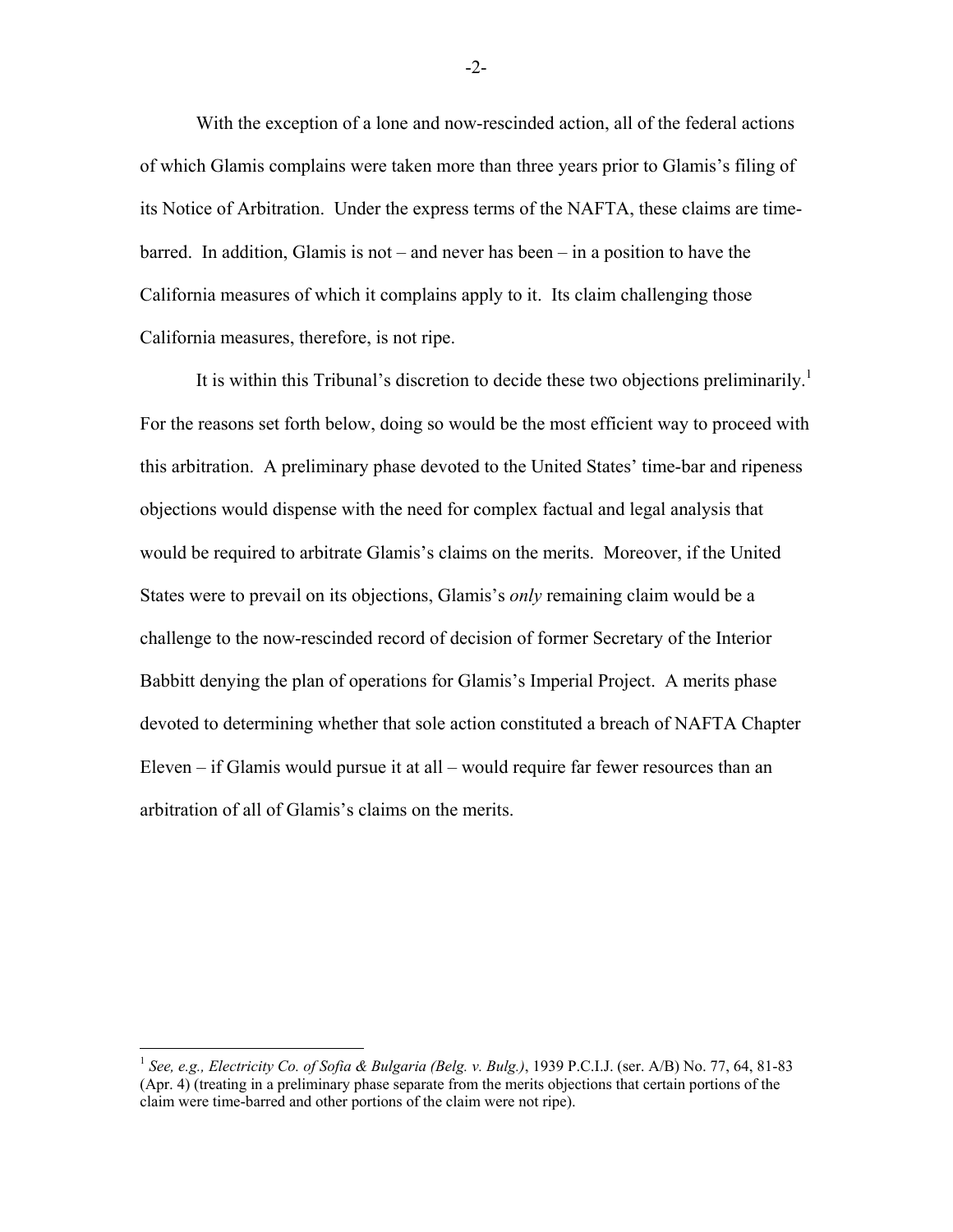With the exception of a lone and now-rescinded action, all of the federal actions of which Glamis complains were taken more than three years prior to Glamis's filing of its Notice of Arbitration. Under the express terms of the NAFTA, these claims are time-barred. In addition, Glamis is not – and never has been – in a position to have the California measures of which it complains apply to it. Its claim challenging those California measures, therefore, is not ripe.

It is within this Tribunal's discretion to decide these two objections preliminarily.[1] For the reasons set forth below, doing so would be the most efficient way to proceed with this arbitration. A preliminary phase devoted to the United States' time-bar and ripeness objections would dispense with the need for complex factual and legal analysis that would be required to arbitrate Glamis's claims on the merits. Moreover, if the United States were to prevail on its objections, Glamis's *only* remaining claim would be a challenge to the now-rescinded record of decision of former Secretary of the Interior Babbitt denying the plan of operations for Glamis's Imperial Project. A merits phase devoted to determining whether that sole action constituted a breach of NAFTA Chapter Eleven – if Glamis would pursue it at all – would require far fewer resources than an arbitration of all of Glamis's claims on the merits.

[1] *See, e.g., Electricity Co. of Sofia & Bulgaria (Belg. v. Bulg.)*, 1939 P.C.I.J. (ser. A/B) No. 77, 64, 81-83 (Apr. 4) (treating in a preliminary phase separate from the merits objections that certain portions of the claim were time-barred and other portions of the claim were not ripe).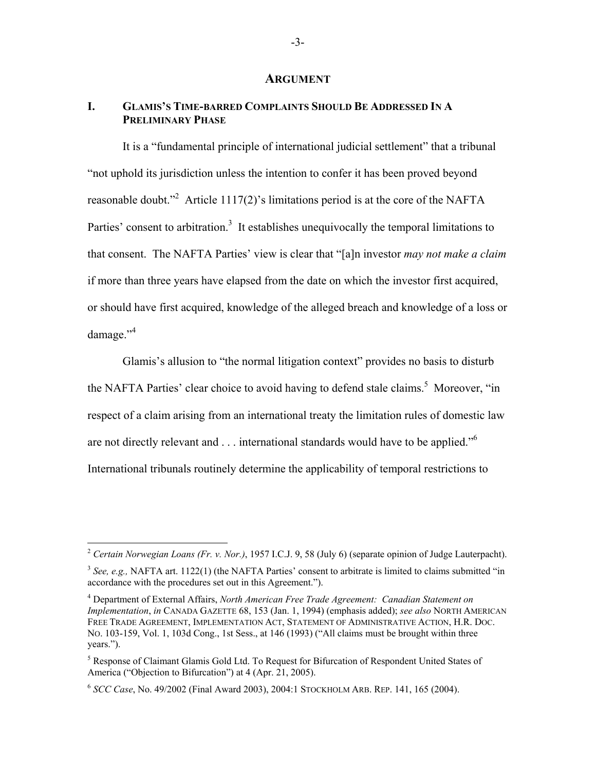## ARGUMENT

### I. GLAMIS'S TIME-BARRED COMPLAINTS SHOULD BE ADDRESSED IN A PRELIMINARY PHASE

It is a "fundamental principle of international judicial settlement" that a tribunal "not uphold its jurisdiction unless the intention to confer it has been proved beyond reasonable doubt."[2] Article 1117(2)'s limitations period is at the core of the NAFTA Parties' consent to arbitration.[3] It establishes unequivocally the temporal limitations to that consent. The NAFTA Parties' view is clear that "[a]n investor *may not make a claim* if more than three years have elapsed from the date on which the investor first acquired, or should have first acquired, knowledge of the alleged breach and knowledge of a loss or damage."[4]

Glamis's allusion to "the normal litigation context" provides no basis to disturb the NAFTA Parties' clear choice to avoid having to defend stale claims.[5] Moreover, "in respect of a claim arising from an international treaty the limitation rules of domestic law are not directly relevant and . . . international standards would have to be applied."[6] International tribunals routinely determine the applicability of temporal restrictions to

---

[2] *Certain Norwegian Loans (Fr. v. Nor.)*, 1957 I.C.J. 9, 58 (July 6) (separate opinion of Judge Lauterpacht).

[3] *See, e.g.,* NAFTA art. 1122(1) (the NAFTA Parties' consent to arbitrate is limited to claims submitted "in accordance with the procedures set out in this Agreement.").

[4] Department of External Affairs, *North American Free Trade Agreement: Canadian Statement on Implementation*, *in* CANADA GAZETTE 68, 153 (Jan. 1, 1994) (emphasis added); *see also* NORTH AMERICAN FREE TRADE AGREEMENT, IMPLEMENTATION ACT, STATEMENT OF ADMINISTRATIVE ACTION, H.R. DOC. NO. 103-159, Vol. 1, 103d Cong., 1st Sess., at 146 (1993) ("All claims must be brought within three years.").

[5] Response of Claimant Glamis Gold Ltd. To Request for Bifurcation of Respondent United States of America ("Objection to Bifurcation") at 4 (Apr. 21, 2005).

[6] *SCC Case*, No. 49/2002 (Final Award 2003), 2004:1 STOCKHOLM ARB. REP. 141, 165 (2004).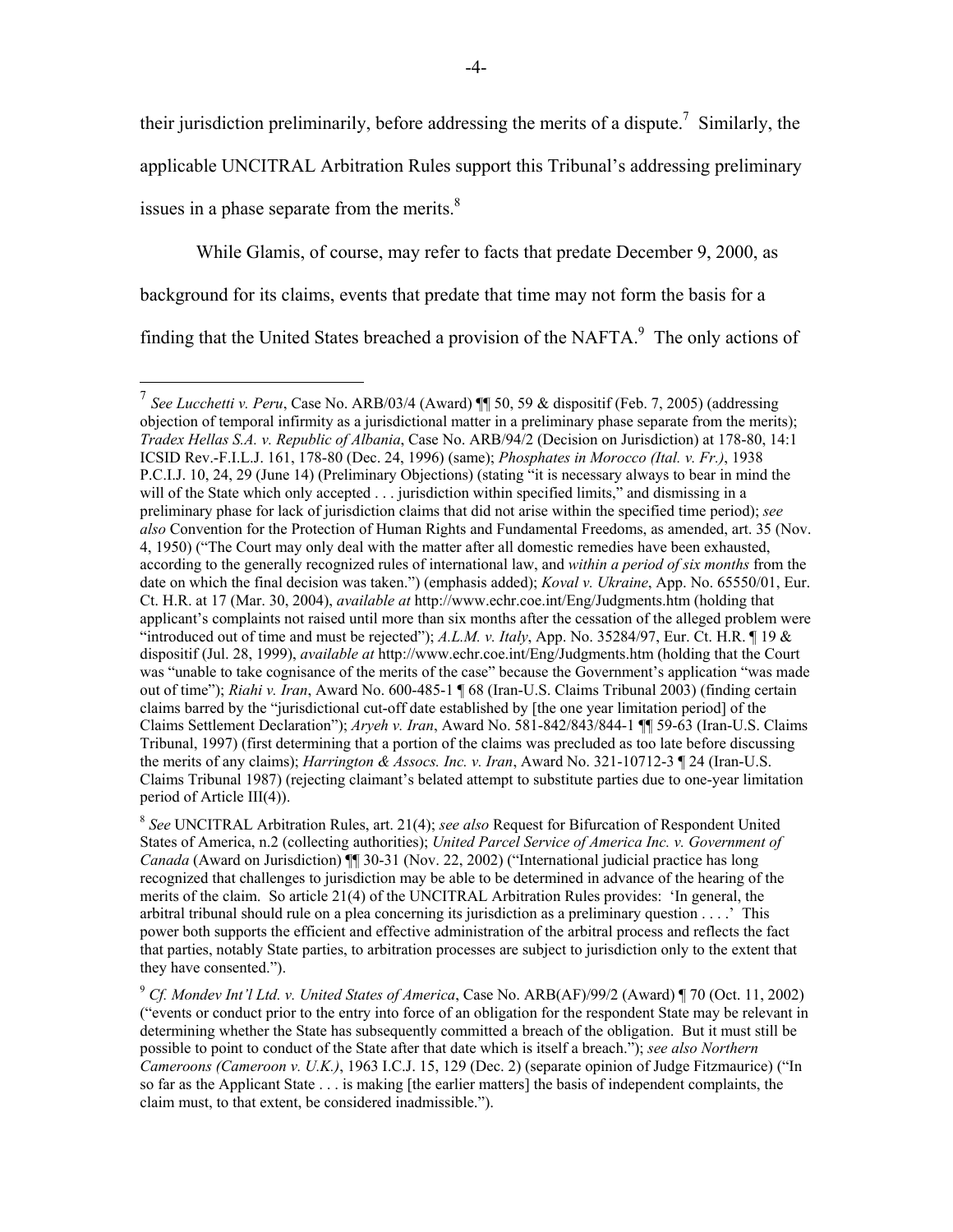their jurisdiction preliminarily, before addressing the merits of a dispute.[7] Similarly, the applicable UNCITRAL Arbitration Rules support this Tribunal's addressing preliminary issues in a phase separate from the merits.[8]

While Glamis, of course, may refer to facts that predate December 9, 2000, as background for its claims, events that predate that time may not form the basis for a finding that the United States breached a provision of the NAFTA.[9] The only actions of

---

[7] *See Lucchetti v. Peru*, Case No. ARB/03/4 (Award) ¶¶ 50, 59 & dispositif (Feb. 7, 2005) (addressing objection of temporal infirmity as a jurisdictional matter in a preliminary phase separate from the merits); *Tradex Hellas S.A. v. Republic of Albania*, Case No. ARB/94/2 (Decision on Jurisdiction) at 178-80, 14:1 ICSID Rev.-F.I.L.J. 161, 178-80 (Dec. 24, 1996) (same); *Phosphates in Morocco (Ital. v. Fr.)*, 1938 P.C.I.J. 10, 24, 29 (June 14) (Preliminary Objections) (stating "it is necessary always to bear in mind the will of the State which only accepted . . . jurisdiction within specified limits," and dismissing in a preliminary phase for lack of jurisdiction claims that did not arise within the specified time period); *see also* Convention for the Protection of Human Rights and Fundamental Freedoms, as amended, art. 35 (Nov. 4, 1950) ("The Court may only deal with the matter after all domestic remedies have been exhausted, according to the generally recognized rules of international law, and *within a period of six months* from the date on which the final decision was taken.") (emphasis added); *Koval v. Ukraine*, App. No. 65550/01, Eur. Ct. H.R. at 17 (Mar. 30, 2004), *available at* http://www.echr.coe.int/Eng/Judgments.htm (holding that applicant's complaints not raised until more than six months after the cessation of the alleged problem were "introduced out of time and must be rejected"); *A.L.M. v. Italy*, App. No. 35284/97, Eur. Ct. H.R. ¶ 19 & dispositif (Jul. 28, 1999), *available at* http://www.echr.coe.int/Eng/Judgments.htm (holding that the Court was "unable to take cognisance of the merits of the case" because the Government's application "was made out of time"); *Riahi v. Iran*, Award No. 600-485-1 ¶ 68 (Iran-U.S. Claims Tribunal 2003) (finding certain claims barred by the "jurisdictional cut-off date established by [the one year limitation period] of the Claims Settlement Declaration"); *Aryeh v. Iran*, Award No. 581-842/843/844-1 ¶¶ 59-63 (Iran-U.S. Claims Tribunal, 1997) (first determining that a portion of the claims was precluded as too late before discussing the merits of any claims); *Harrington & Assocs. Inc. v. Iran*, Award No. 321-10712-3 ¶ 24 (Iran-U.S. Claims Tribunal 1987) (rejecting claimant's belated attempt to substitute parties due to one-year limitation period of Article III(4)).

[8] *See* UNCITRAL Arbitration Rules, art. 21(4); *see also* Request for Bifurcation of Respondent United States of America, n.2 (collecting authorities); *United Parcel Service of America Inc. v. Government of Canada* (Award on Jurisdiction) ¶¶ 30-31 (Nov. 22, 2002) ("International judicial practice has long recognized that challenges to jurisdiction may be able to be determined in advance of the hearing of the merits of the claim. So article 21(4) of the UNCITRAL Arbitration Rules provides: 'In general, the arbitral tribunal should rule on a plea concerning its jurisdiction as a preliminary question . . . .' This power both supports the efficient and effective administration of the arbitral process and reflects the fact that parties, notably State parties, to arbitration processes are subject to jurisdiction only to the extent that they have consented.").

[9] *Cf. Mondev Int'l Ltd. v. United States of America*, Case No. ARB(AF)/99/2 (Award) ¶ 70 (Oct. 11, 2002) ("events or conduct prior to the entry into force of an obligation for the respondent State may be relevant in determining whether the State has subsequently committed a breach of the obligation. But it must still be possible to point to conduct of the State after that date which is itself a breach."); *see also Northern Cameroons (Cameroon v. U.K.)*, 1963 I.C.J. 15, 129 (Dec. 2) (separate opinion of Judge Fitzmaurice) ("In so far as the Applicant State . . . is making [the earlier matters] the basis of independent complaints, the claim must, to that extent, be considered inadmissible.").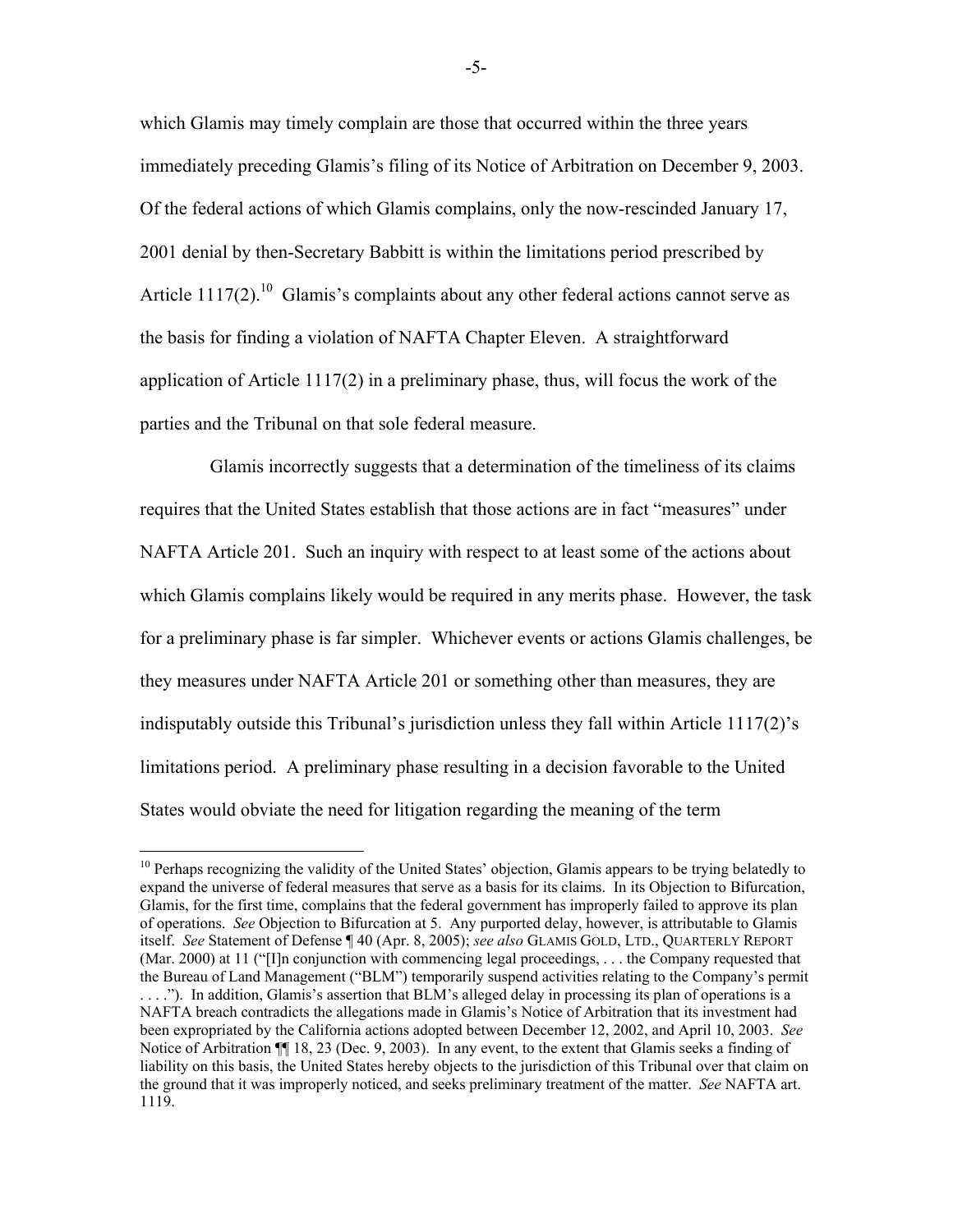which Glamis may timely complain are those that occurred within the three years immediately preceding Glamis's filing of its Notice of Arbitration on December 9, 2003. Of the federal actions of which Glamis complains, only the now-rescinded January 17, 2001 denial by then-Secretary Babbitt is within the limitations period prescribed by Article 1117(2).[10] Glamis's complaints about any other federal actions cannot serve as the basis for finding a violation of NAFTA Chapter Eleven. A straightforward application of Article 1117(2) in a preliminary phase, thus, will focus the work of the parties and the Tribunal on that sole federal measure.

Glamis incorrectly suggests that a determination of the timeliness of its claims requires that the United States establish that those actions are in fact "measures" under NAFTA Article 201. Such an inquiry with respect to at least some of the actions about which Glamis complains likely would be required in any merits phase. However, the task for a preliminary phase is far simpler. Whichever events or actions Glamis challenges, be they measures under NAFTA Article 201 or something other than measures, they are indisputably outside this Tribunal's jurisdiction unless they fall within Article 1117(2)'s limitations period. A preliminary phase resulting in a decision favorable to the United States would obviate the need for litigation regarding the meaning of the term

---

[10] Perhaps recognizing the validity of the United States' objection, Glamis appears to be trying belatedly to expand the universe of federal measures that serve as a basis for its claims. In its Objection to Bifurcation, Glamis, for the first time, complains that the federal government has improperly failed to approve its plan of operations. *See* Objection to Bifurcation at 5. Any purported delay, however, is attributable to Glamis itself. *See* Statement of Defense ¶ 40 (Apr. 8, 2005); *see also* GLAMIS GOLD, LTD., QUARTERLY REPORT (Mar. 2000) at 11 ("[I]n conjunction with commencing legal proceedings, . . . the Company requested that the Bureau of Land Management ("BLM") temporarily suspend activities relating to the Company's permit . . . ."). In addition, Glamis's assertion that BLM's alleged delay in processing its plan of operations is a NAFTA breach contradicts the allegations made in Glamis's Notice of Arbitration that its investment had been expropriated by the California actions adopted between December 12, 2002, and April 10, 2003. *See* Notice of Arbitration ¶¶ 18, 23 (Dec. 9, 2003). In any event, to the extent that Glamis seeks a finding of liability on this basis, the United States hereby objects to the jurisdiction of this Tribunal over that claim on the ground that it was improperly noticed, and seeks preliminary treatment of the matter. *See* NAFTA art. 1119.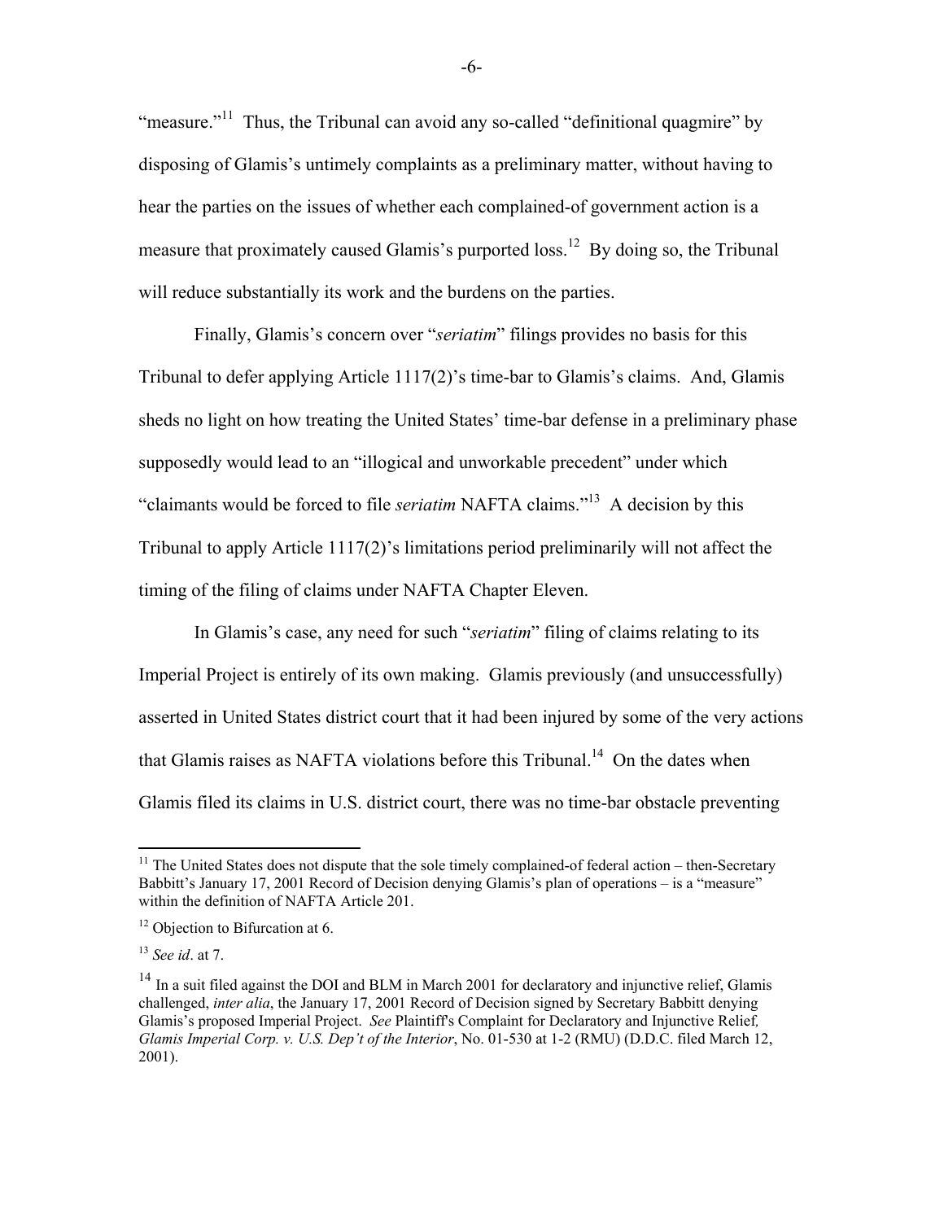"measure."[11] Thus, the Tribunal can avoid any so-called "definitional quagmire" by disposing of Glamis's untimely complaints as a preliminary matter, without having to hear the parties on the issues of whether each complained-of government action is a measure that proximately caused Glamis's purported loss.[12] By doing so, the Tribunal will reduce substantially its work and the burdens on the parties.

Finally, Glamis's concern over "*seriatim*" filings provides no basis for this Tribunal to defer applying Article 1117(2)'s time-bar to Glamis's claims. And, Glamis sheds no light on how treating the United States' time-bar defense in a preliminary phase supposedly would lead to an "illogical and unworkable precedent" under which "claimants would be forced to file *seriatim* NAFTA claims."[13] A decision by this Tribunal to apply Article 1117(2)'s limitations period preliminarily will not affect the timing of the filing of claims under NAFTA Chapter Eleven.

In Glamis's case, any need for such "*seriatim*" filing of claims relating to its Imperial Project is entirely of its own making. Glamis previously (and unsuccessfully) asserted in United States district court that it had been injured by some of the very actions that Glamis raises as NAFTA violations before this Tribunal.[14] On the dates when Glamis filed its claims in U.S. district court, there was no time-bar obstacle preventing

---

[11] The United States does not dispute that the sole timely complained-of federal action – then-Secretary Babbitt's January 17, 2001 Record of Decision denying Glamis's plan of operations – is a "measure" within the definition of NAFTA Article 201.

[12] Objection to Bifurcation at 6.

[13] *See id*. at 7.

[14] In a suit filed against the DOI and BLM in March 2001 for declaratory and injunctive relief, Glamis challenged, *inter alia*, the January 17, 2001 Record of Decision signed by Secretary Babbitt denying Glamis's proposed Imperial Project. *See* Plaintiff's Complaint for Declaratory and Injunctive Relief*, Glamis Imperial Corp. v. U.S. Dep't of the Interior*, No. 01-530 at 1-2 (RMU) (D.D.C. filed March 12, 2001).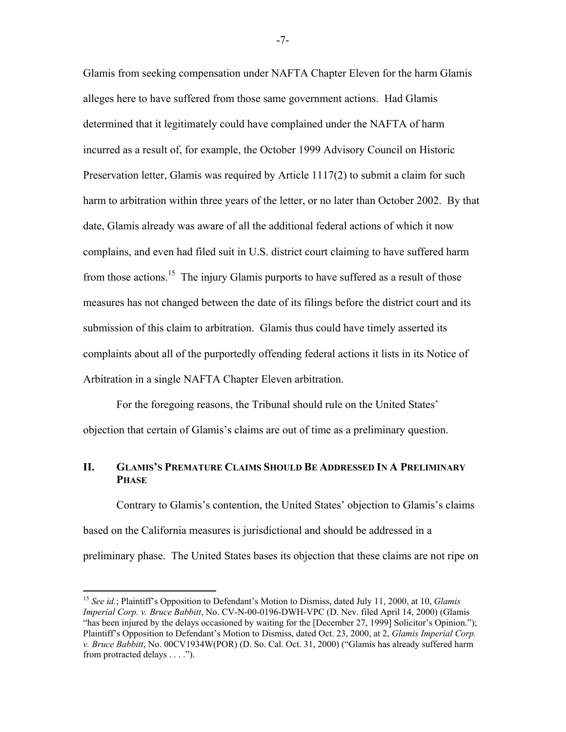Glamis from seeking compensation under NAFTA Chapter Eleven for the harm Glamis alleges here to have suffered from those same government actions. Had Glamis determined that it legitimately could have complained under the NAFTA of harm incurred as a result of, for example, the October 1999 Advisory Council on Historic Preservation letter, Glamis was required by Article 1117(2) to submit a claim for such harm to arbitration within three years of the letter, or no later than October 2002. By that date, Glamis already was aware of all the additional federal actions of which it now complains, and even had filed suit in U.S. district court claiming to have suffered harm from those actions.[15] The injury Glamis purports to have suffered as a result of those measures has not changed between the date of its filings before the district court and its submission of this claim to arbitration. Glamis thus could have timely asserted its complaints about all of the purportedly offending federal actions it lists in its Notice of Arbitration in a single NAFTA Chapter Eleven arbitration.

For the foregoing reasons, the Tribunal should rule on the United States' objection that certain of Glamis's claims are out of time as a preliminary question.

## II. Glamis's Premature Claims Should Be Addressed In A Preliminary Phase

Contrary to Glamis's contention, the United States' objection to Glamis's claims based on the California measures is jurisdictional and should be addressed in a preliminary phase. The United States bases its objection that these claims are not ripe on

[15] *See id.*; Plaintiff's Opposition to Defendant's Motion to Dismiss, dated July 11, 2000, at 10, *Glamis Imperial Corp. v. Bruce Babbitt*, No. CV-N-00-0196-DWH-VPC (D. Nev. filed April 14, 2000) (Glamis "has been injured by the delays occasioned by waiting for the [December 27, 1999] Solicitor's Opinion."); Plaintiff's Opposition to Defendant's Motion to Dismiss, dated Oct. 23, 2000, at 2, *Glamis Imperial Corp. v. Bruce Babbitt*, No. 00CV1934W(POR) (D. So. Cal. Oct. 31, 2000) ("Glamis has already suffered harm from protracted delays . . . .").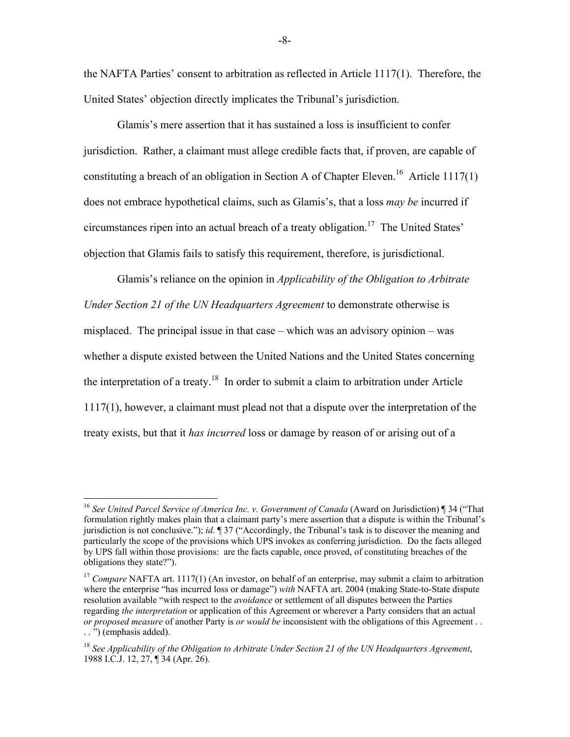the NAFTA Parties' consent to arbitration as reflected in Article 1117(1). Therefore, the United States' objection directly implicates the Tribunal's jurisdiction.

Glamis's mere assertion that it has sustained a loss is insufficient to confer jurisdiction. Rather, a claimant must allege credible facts that, if proven, are capable of constituting a breach of an obligation in Section A of Chapter Eleven.[16] Article 1117(1) does not embrace hypothetical claims, such as Glamis's, that a loss *may be* incurred if circumstances ripen into an actual breach of a treaty obligation.[17] The United States' objection that Glamis fails to satisfy this requirement, therefore, is jurisdictional.

Glamis's reliance on the opinion in *Applicability of the Obligation to Arbitrate Under Section 21 of the UN Headquarters Agreement* to demonstrate otherwise is misplaced. The principal issue in that case – which was an advisory opinion – was whether a dispute existed between the United Nations and the United States concerning the interpretation of a treaty.[18] In order to submit a claim to arbitration under Article 1117(1), however, a claimant must plead not that a dispute over the interpretation of the treaty exists, but that it *has incurred* loss or damage by reason of or arising out of a

---

[16] *See United Parcel Service of America Inc. v. Government of Canada* (Award on Jurisdiction) ¶ 34 ("That formulation rightly makes plain that a claimant party's mere assertion that a dispute is within the Tribunal's jurisdiction is not conclusive."); *id.* ¶ 37 ("Accordingly, the Tribunal's task is to discover the meaning and particularly the scope of the provisions which UPS invokes as conferring jurisdiction. Do the facts alleged by UPS fall within those provisions: are the facts capable, once proved, of constituting breaches of the obligations they state?").

[17] *Compare* NAFTA art. 1117(1) (An investor, on behalf of an enterprise, may submit a claim to arbitration where the enterprise "has incurred loss or damage") *with* NAFTA art. 2004 (making State-to-State dispute resolution available "with respect to the *avoidance* or settlement of all disputes between the Parties regarding *the interpretation* or application of this Agreement or wherever a Party considers that an actual *or proposed measure* of another Party is *or would be* inconsistent with the obligations of this Agreement . . . . ") (emphasis added).

[18] *See Applicability of the Obligation to Arbitrate Under Section 21 of the UN Headquarters Agreement*, 1988 I.C.J. 12, 27, ¶ 34 (Apr. 26).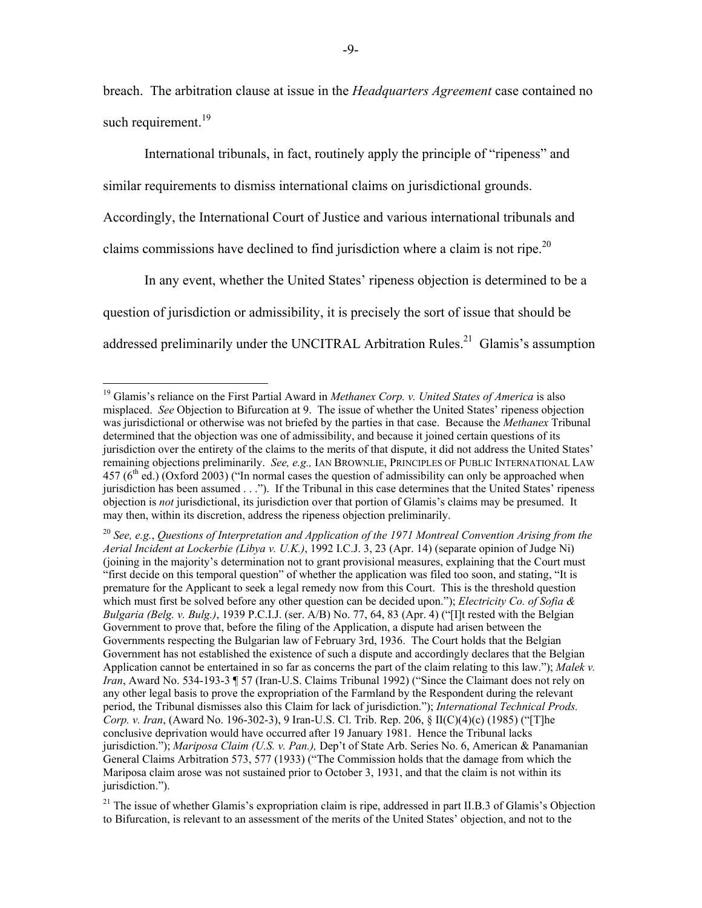breach. The arbitration clause at issue in the *Headquarters Agreement* case contained no such requirement.[19]

International tribunals, in fact, routinely apply the principle of "ripeness" and similar requirements to dismiss international claims on jurisdictional grounds. Accordingly, the International Court of Justice and various international tribunals and claims commissions have declined to find jurisdiction where a claim is not ripe.[20]

In any event, whether the United States' ripeness objection is determined to be a question of jurisdiction or admissibility, it is precisely the sort of issue that should be addressed preliminarily under the UNCITRAL Arbitration Rules.[21] Glamis's assumption

---

[19] Glamis's reliance on the First Partial Award in *Methanex Corp. v. United States of America* is also misplaced. *See* Objection to Bifurcation at 9. The issue of whether the United States' ripeness objection was jurisdictional or otherwise was not briefed by the parties in that case. Because the *Methanex* Tribunal determined that the objection was one of admissibility, and because it joined certain questions of its jurisdiction over the entirety of the claims to the merits of that dispute, it did not address the United States' remaining objections preliminarily. *See, e.g.,* IAN BROWNLIE, PRINCIPLES OF PUBLIC INTERNATIONAL LAW 457 (6[th] ed.) (Oxford 2003) ("In normal cases the question of admissibility can only be approached when jurisdiction has been assumed . . ."). If the Tribunal in this case determines that the United States' ripeness objection is *not* jurisdictional, its jurisdiction over that portion of Glamis's claims may be presumed. It may then, within its discretion, address the ripeness objection preliminarily.

[20] *See, e.g.*, *Questions of Interpretation and Application of the 1971 Montreal Convention Arising from the Aerial Incident at Lockerbie (Libya v. U.K.)*, 1992 I.C.J. 3, 23 (Apr. 14) (separate opinion of Judge Ni) (joining in the majority's determination not to grant provisional measures, explaining that the Court must "first decide on this temporal question" of whether the application was filed too soon, and stating, "It is premature for the Applicant to seek a legal remedy now from this Court. This is the threshold question which must first be solved before any other question can be decided upon."); *Electricity Co. of Sofia & Bulgaria (Belg. v. Bulg.)*, 1939 P.C.I.J. (ser. A/B) No. 77, 64, 83 (Apr. 4) ("[I]t rested with the Belgian Government to prove that, before the filing of the Application, a dispute had arisen between the Governments respecting the Bulgarian law of February 3rd, 1936. The Court holds that the Belgian Government has not established the existence of such a dispute and accordingly declares that the Belgian Application cannot be entertained in so far as concerns the part of the claim relating to this law."); *Malek v. Iran*, Award No. 534-193-3 ¶ 57 (Iran-U.S. Claims Tribunal 1992) ("Since the Claimant does not rely on any other legal basis to prove the expropriation of the Farmland by the Respondent during the relevant period, the Tribunal dismisses also this Claim for lack of jurisdiction."); *International Technical Prods. Corp. v. Iran*, (Award No. 196-302-3), 9 Iran-U.S. Cl. Trib. Rep. 206, § II(C)(4)(c) (1985) ("[T]he conclusive deprivation would have occurred after 19 January 1981. Hence the Tribunal lacks jurisdiction."); *Mariposa Claim (U.S. v. Pan.),* Dep't of State Arb. Series No. 6, American & Panamanian General Claims Arbitration 573, 577 (1933) ("The Commission holds that the damage from which the Mariposa claim arose was not sustained prior to October 3, 1931, and that the claim is not within its jurisdiction.").

[21] The issue of whether Glamis's expropriation claim is ripe, addressed in part II.B.3 of Glamis's Objection to Bifurcation, is relevant to an assessment of the merits of the United States' objection, and not to the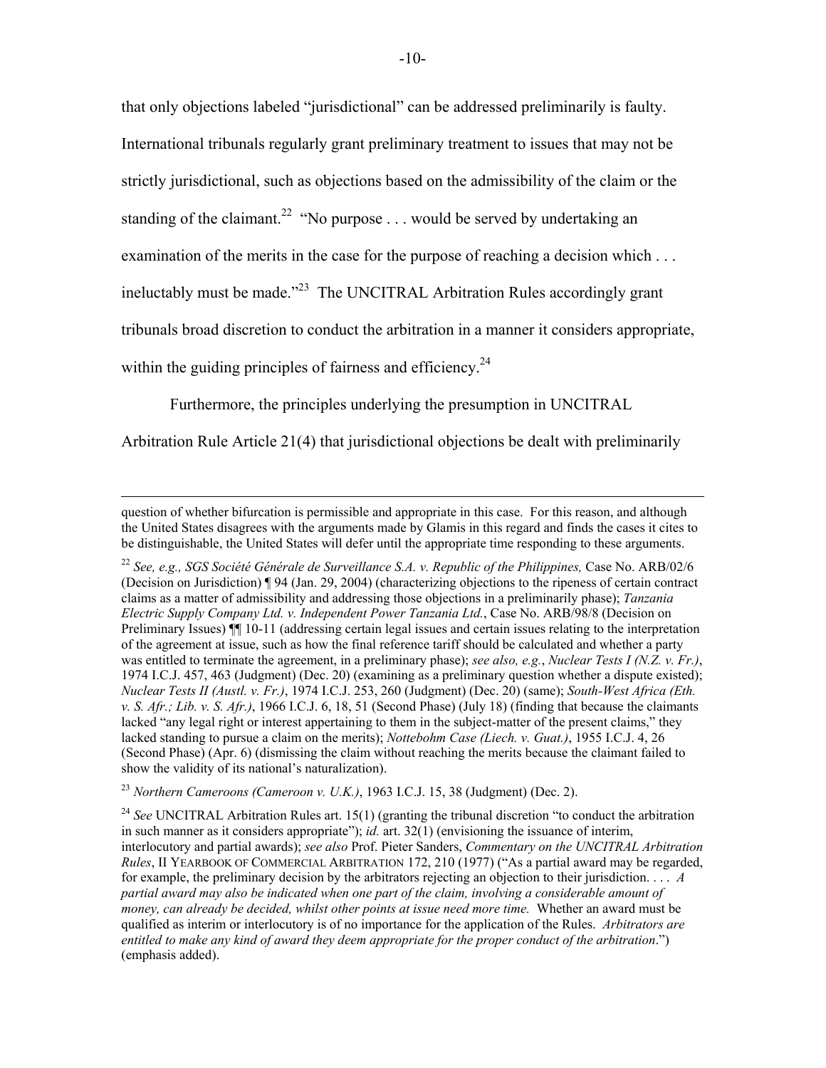that only objections labeled "jurisdictional" can be addressed preliminarily is faulty. International tribunals regularly grant preliminary treatment to issues that may not be strictly jurisdictional, such as objections based on the admissibility of the claim or the standing of the claimant.[22] "No purpose . . . would be served by undertaking an examination of the merits in the case for the purpose of reaching a decision which . . . ineluctably must be made."[23] The UNCITRAL Arbitration Rules accordingly grant tribunals broad discretion to conduct the arbitration in a manner it considers appropriate, within the guiding principles of fairness and efficiency.[24]

Furthermore, the principles underlying the presumption in UNCITRAL Arbitration Rule Article 21(4) that jurisdictional objections be dealt with preliminarily

---

question of whether bifurcation is permissible and appropriate in this case. For this reason, and although the United States disagrees with the arguments made by Glamis in this regard and finds the cases it cites to be distinguishable, the United States will defer until the appropriate time responding to these arguments.

[22] *See, e.g., SGS Société Générale de Surveillance S.A. v. Republic of the Philippines,* Case No. ARB/02/6 (Decision on Jurisdiction) ¶ 94 (Jan. 29, 2004) (characterizing objections to the ripeness of certain contract claims as a matter of admissibility and addressing those objections in a preliminarily phase); *Tanzania Electric Supply Company Ltd. v. Independent Power Tanzania Ltd.*, Case No. ARB/98/8 (Decision on Preliminary Issues) ¶¶ 10-11 (addressing certain legal issues and certain issues relating to the interpretation of the agreement at issue, such as how the final reference tariff should be calculated and whether a party was entitled to terminate the agreement, in a preliminary phase); *see also, e.g.*, *Nuclear Tests I (N.Z. v. Fr.)*, 1974 I.C.J. 457, 463 (Judgment) (Dec. 20) (examining as a preliminary question whether a dispute existed); *Nuclear Tests II (Austl. v. Fr.)*, 1974 I.C.J. 253, 260 (Judgment) (Dec. 20) (same); *South-West Africa (Eth. v. S. Afr.; Lib. v. S. Afr.)*, 1966 I.C.J. 6, 18, 51 (Second Phase) (July 18) (finding that because the claimants lacked "any legal right or interest appertaining to them in the subject-matter of the present claims," they lacked standing to pursue a claim on the merits); *Nottebohm Case (Liech. v. Guat.)*, 1955 I.C.J. 4, 26 (Second Phase) (Apr. 6) (dismissing the claim without reaching the merits because the claimant failed to show the validity of its national's naturalization).

[23] *Northern Cameroons (Cameroon v. U.K.)*, 1963 I.C.J. 15, 38 (Judgment) (Dec. 2).

[24] *See* UNCITRAL Arbitration Rules art. 15(1) (granting the tribunal discretion "to conduct the arbitration in such manner as it considers appropriate"); *id.* art. 32(1) (envisioning the issuance of interim, interlocutory and partial awards); *see also* Prof. Pieter Sanders, *Commentary on the UNCITRAL Arbitration Rules*, II YEARBOOK OF COMMERCIAL ARBITRATION 172, 210 (1977) ("As a partial award may be regarded, for example, the preliminary decision by the arbitrators rejecting an objection to their jurisdiction. . . . *A partial award may also be indicated when one part of the claim, involving a considerable amount of money, can already be decided, whilst other points at issue need more time.* Whether an award must be qualified as interim or interlocutory is of no importance for the application of the Rules. *Arbitrators are entitled to make any kind of award they deem appropriate for the proper conduct of the arbitration*.") (emphasis added).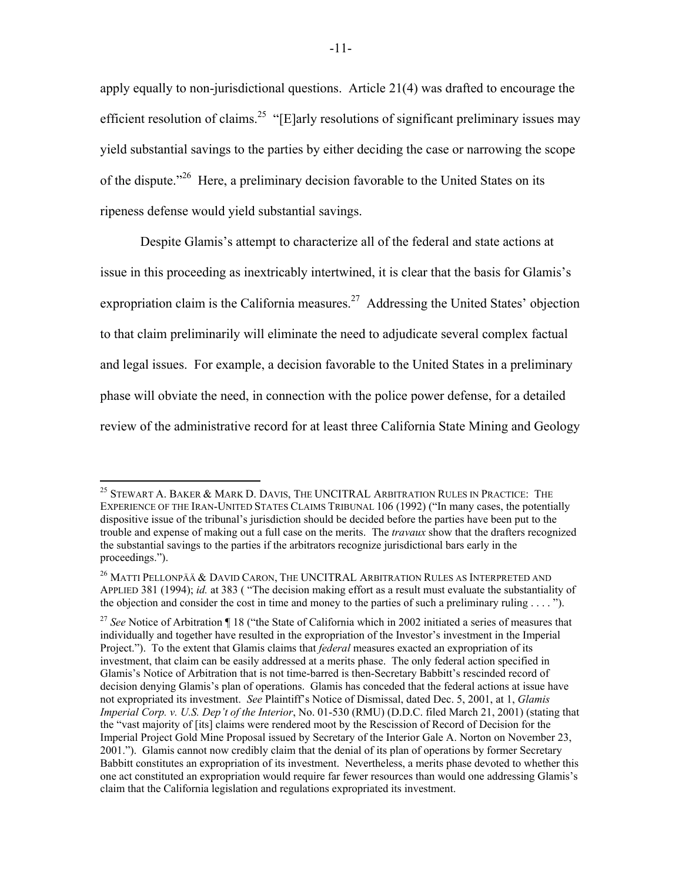apply equally to non-jurisdictional questions. Article 21(4) was drafted to encourage the efficient resolution of claims.[25] "[E]arly resolutions of significant preliminary issues may yield substantial savings to the parties by either deciding the case or narrowing the scope of the dispute."[26] Here, a preliminary decision favorable to the United States on its ripeness defense would yield substantial savings.

Despite Glamis's attempt to characterize all of the federal and state actions at issue in this proceeding as inextricably intertwined, it is clear that the basis for Glamis's expropriation claim is the California measures.[27] Addressing the United States' objection to that claim preliminarily will eliminate the need to adjudicate several complex factual and legal issues. For example, a decision favorable to the United States in a preliminary phase will obviate the need, in connection with the police power defense, for a detailed review of the administrative record for at least three California State Mining and Geology

---

[25] STEWART A. BAKER & MARK D. DAVIS, THE UNCITRAL ARBITRATION RULES IN PRACTICE: THE EXPERIENCE OF THE IRAN-UNITED STATES CLAIMS TRIBUNAL 106 (1992) ("In many cases, the potentially dispositive issue of the tribunal's jurisdiction should be decided before the parties have been put to the trouble and expense of making out a full case on the merits. The *travaux* show that the drafters recognized the substantial savings to the parties if the arbitrators recognize jurisdictional bars early in the proceedings.").

[26] MATTI PELLONPÄÄ & DAVID CARON, THE UNCITRAL ARBITRATION RULES AS INTERPRETED AND APPLIED 381 (1994); *id.* at 383 ( "The decision making effort as a result must evaluate the substantiality of the objection and consider the cost in time and money to the parties of such a preliminary ruling . . . . ").

[27] *See* Notice of Arbitration ¶ 18 ("the State of California which in 2002 initiated a series of measures that individually and together have resulted in the expropriation of the Investor's investment in the Imperial Project."). To the extent that Glamis claims that *federal* measures exacted an expropriation of its investment, that claim can be easily addressed at a merits phase. The only federal action specified in Glamis's Notice of Arbitration that is not time-barred is then-Secretary Babbitt's rescinded record of decision denying Glamis's plan of operations. Glamis has conceded that the federal actions at issue have not expropriated its investment. *See* Plaintiff's Notice of Dismissal, dated Dec. 5, 2001, at 1, *Glamis Imperial Corp. v. U.S. Dep't of the Interior*, No. 01-530 (RMU) (D.D.C. filed March 21, 2001) (stating that the "vast majority of [its] claims were rendered moot by the Rescission of Record of Decision for the Imperial Project Gold Mine Proposal issued by Secretary of the Interior Gale A. Norton on November 23, 2001."). Glamis cannot now credibly claim that the denial of its plan of operations by former Secretary Babbitt constitutes an expropriation of its investment. Nevertheless, a merits phase devoted to whether this one act constituted an expropriation would require far fewer resources than would one addressing Glamis's claim that the California legislation and regulations expropriated its investment.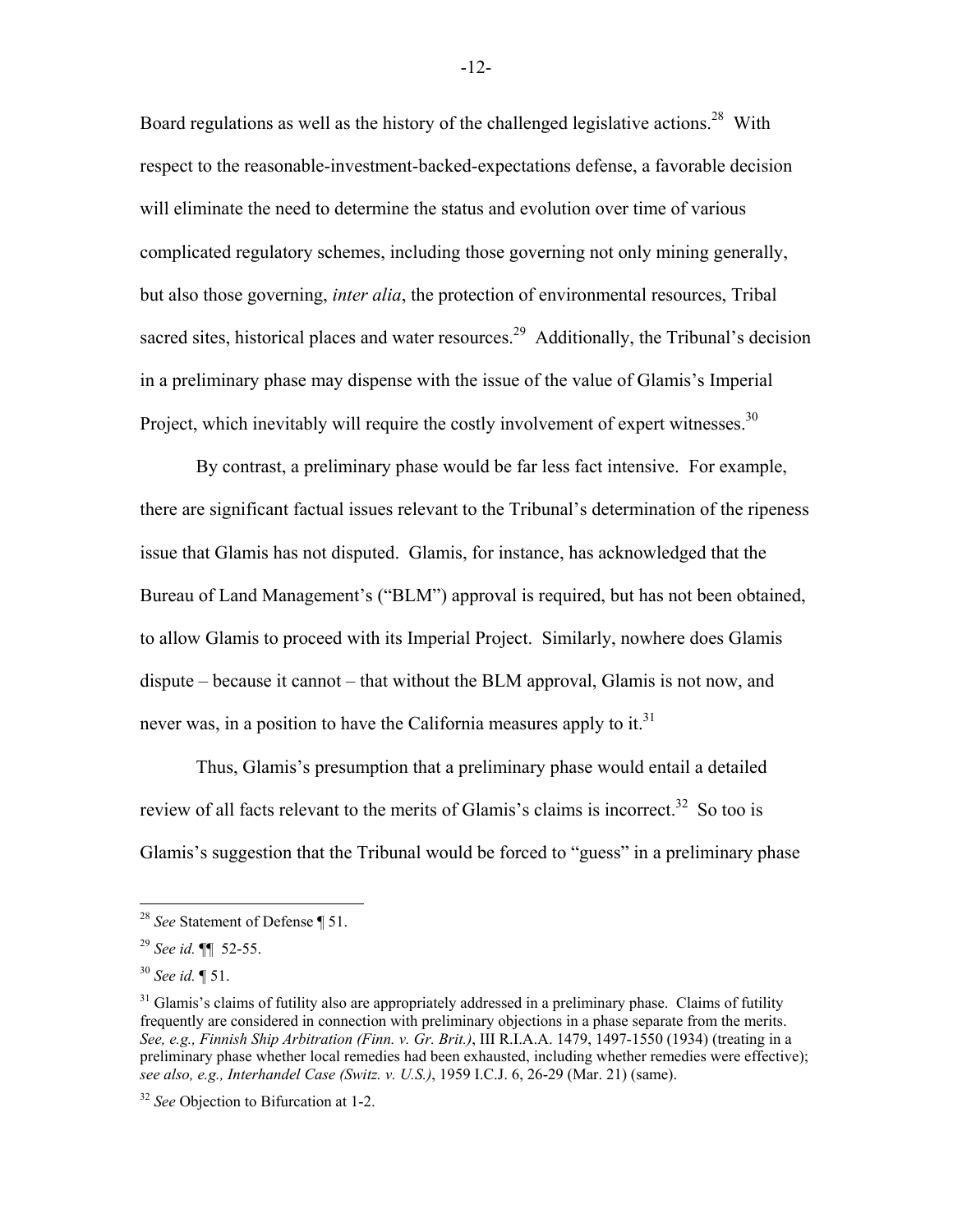Board regulations as well as the history of the challenged legislative actions.[28] With respect to the reasonable-investment-backed-expectations defense, a favorable decision will eliminate the need to determine the status and evolution over time of various complicated regulatory schemes, including those governing not only mining generally, but also those governing, *inter alia*, the protection of environmental resources, Tribal sacred sites, historical places and water resources.[29] Additionally, the Tribunal's decision in a preliminary phase may dispense with the issue of the value of Glamis's Imperial Project, which inevitably will require the costly involvement of expert witnesses.[30]

By contrast, a preliminary phase would be far less fact intensive. For example, there are significant factual issues relevant to the Tribunal's determination of the ripeness issue that Glamis has not disputed. Glamis, for instance, has acknowledged that the Bureau of Land Management's ("BLM") approval is required, but has not been obtained, to allow Glamis to proceed with its Imperial Project. Similarly, nowhere does Glamis dispute – because it cannot – that without the BLM approval, Glamis is not now, and never was, in a position to have the California measures apply to it.[31]

Thus, Glamis's presumption that a preliminary phase would entail a detailed review of all facts relevant to the merits of Glamis's claims is incorrect.[32] So too is Glamis's suggestion that the Tribunal would be forced to "guess" in a preliminary phase

---

[28] *See* Statement of Defense ¶ 51.

[29] *See id.* ¶¶ 52-55.

[30] *See id.* ¶ 51.

[31] Glamis's claims of futility also are appropriately addressed in a preliminary phase. Claims of futility frequently are considered in connection with preliminary objections in a phase separate from the merits. *See, e.g., Finnish Ship Arbitration (Finn. v. Gr. Brit.)*, III R.I.A.A. 1479, 1497-1550 (1934) (treating in a preliminary phase whether local remedies had been exhausted, including whether remedies were effective); *see also, e.g., Interhandel Case (Switz. v. U.S.)*, 1959 I.C.J. 6, 26-29 (Mar. 21) (same).

[32] *See* Objection to Bifurcation at 1-2.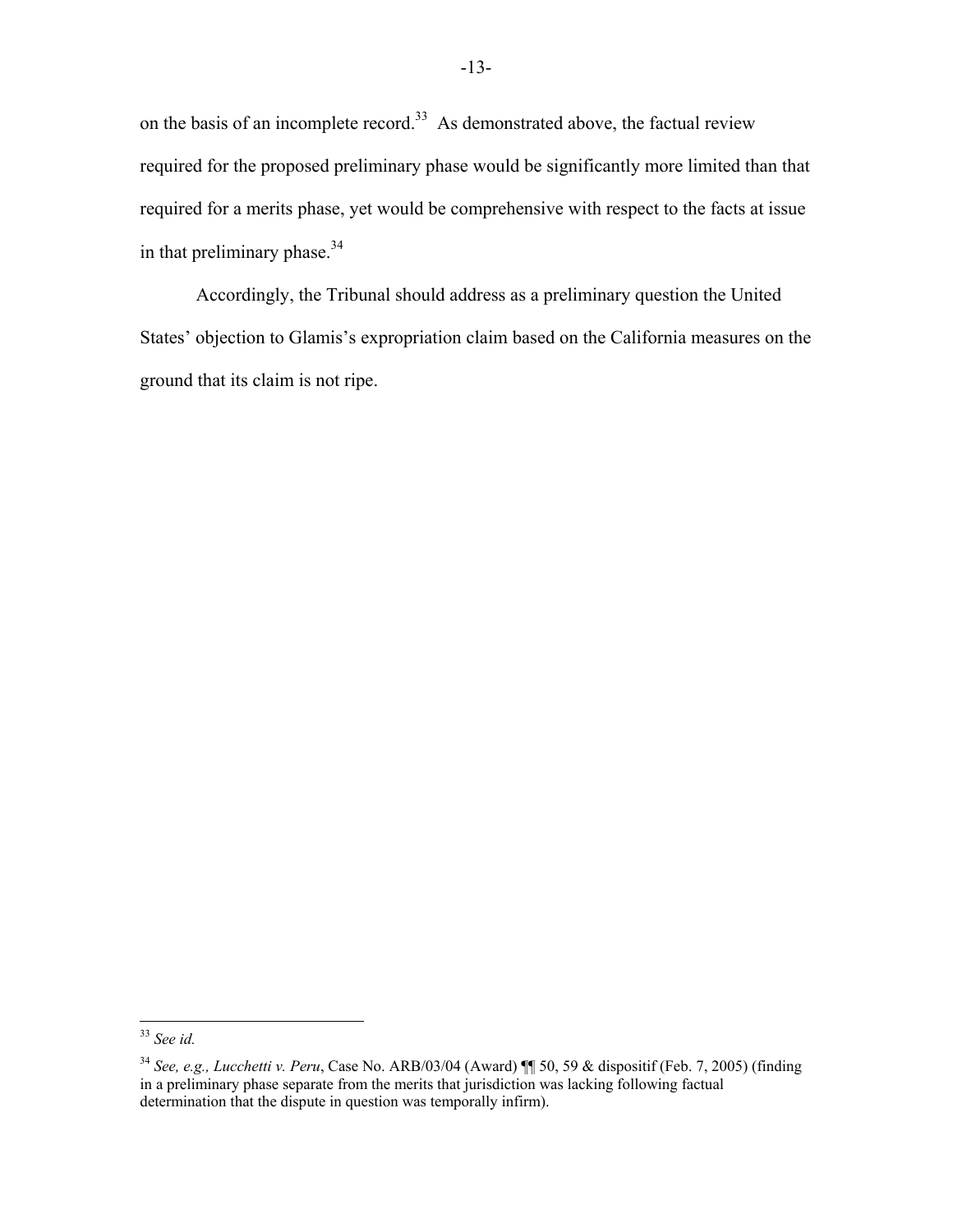on the basis of an incomplete record.[33] As demonstrated above, the factual review required for the proposed preliminary phase would be significantly more limited than that required for a merits phase, yet would be comprehensive with respect to the facts at issue in that preliminary phase.[34]

Accordingly, the Tribunal should address as a preliminary question the United States' objection to Glamis's expropriation claim based on the California measures on the ground that its claim is not ripe.

---

[33] *See id.*

[34] *See, e.g., Lucchetti v. Peru*, Case No. ARB/03/04 (Award) ¶¶ 50, 59 & dispositif (Feb. 7, 2005) (finding in a preliminary phase separate from the merits that jurisdiction was lacking following factual determination that the dispute in question was temporally infirm).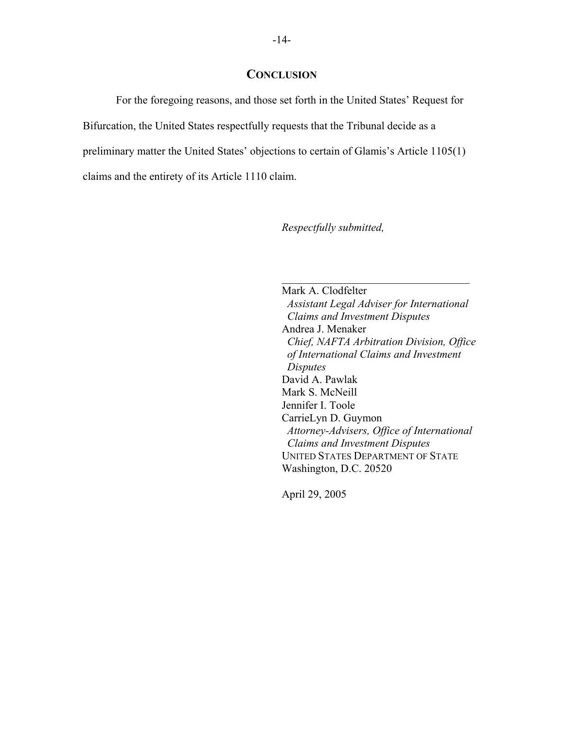## CONCLUSION

For the foregoing reasons, and those set forth in the United States' Request for Bifurcation, the United States respectfully requests that the Tribunal decide as a preliminary matter the United States' objections to certain of Glamis's Article 1105(1) claims and the entirety of its Article 1110 claim.

*Respectfully submitted,*

\_\_\_\_\_\_\_\_\_\_\_\_\_\_\_\_\_\_\_\_\_\_\_\_\_\_\_\_\_\_\_\_\_\_\_\_

Mark A. Clodfelter
*Assistant Legal Adviser for International Claims and Investment Disputes*
Andrea J. Menaker
*Chief, NAFTA Arbitration Division, Office of International Claims and Investment Disputes*
David A. Pawlak
Mark S. McNeill
Jennifer I. Toole
CarrieLyn D. Guymon
*Attorney-Advisers, Office of International Claims and Investment Disputes*
UNITED STATES DEPARTMENT OF STATE
Washington, D.C. 20520

April 29, 2005